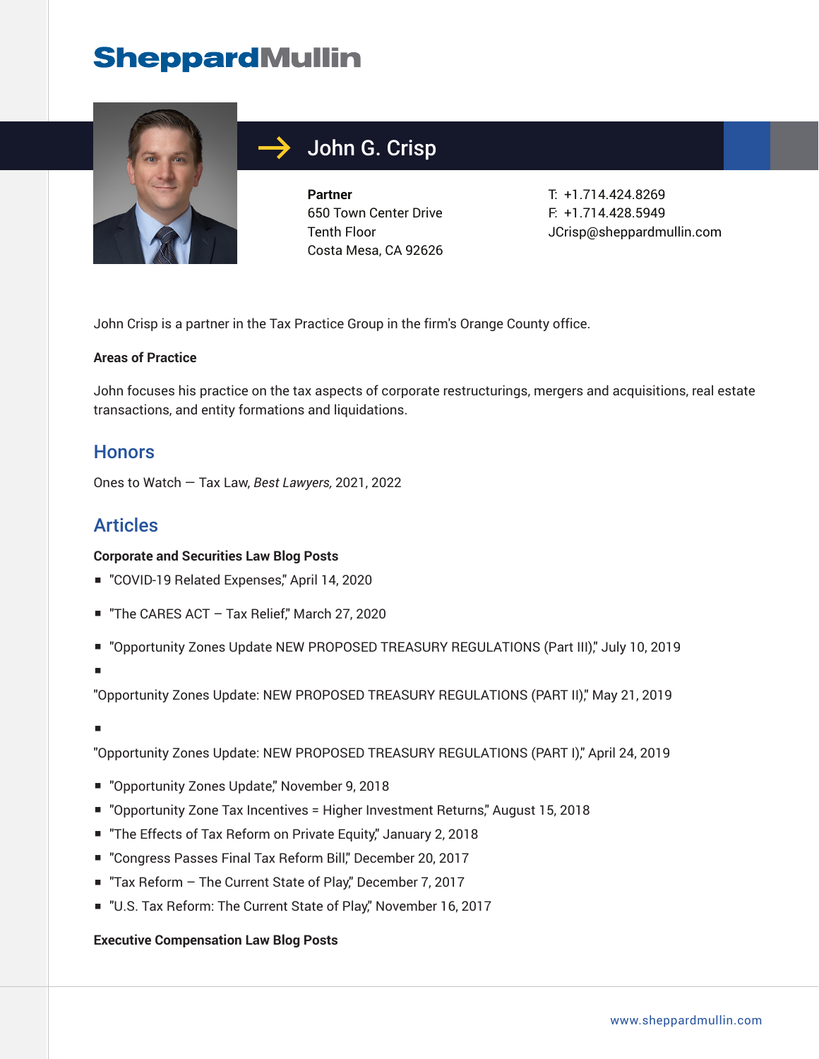SheppardMullin

# John G. Crisp

**Partner**
650 Town Center Drive
Tenth Floor
Costa Mesa, CA 92626

T: +1.714.424.8269
F: +1.714.428.5949
JCrisp@sheppardmullin.com

John Crisp is a partner in the Tax Practice Group in the firm's Orange County office.

**Areas of Practice**

John focuses his practice on the tax aspects of corporate restructurings, mergers and acquisitions, real estate transactions, and entity formations and liquidations.

## Honors

Ones to Watch — Tax Law, *Best Lawyers,* 2021, 2022

## Articles

**Corporate and Securities Law Blog Posts**

- "COVID-19 Related Expenses," April 14, 2020
- "The CARES ACT – Tax Relief," March 27, 2020
- "Opportunity Zones Update NEW PROPOSED TREASURY REGULATIONS (Part III)," July 10, 2019
- "Opportunity Zones Update: NEW PROPOSED TREASURY REGULATIONS (PART II)," May 21, 2019
- "Opportunity Zones Update: NEW PROPOSED TREASURY REGULATIONS (PART I)," April 24, 2019
- "Opportunity Zones Update," November 9, 2018
- "Opportunity Zone Tax Incentives = Higher Investment Returns," August 15, 2018
- "The Effects of Tax Reform on Private Equity," January 2, 2018
- "Congress Passes Final Tax Reform Bill," December 20, 2017
- "Tax Reform – The Current State of Play," December 7, 2017
- "U.S. Tax Reform: The Current State of Play," November 16, 2017

**Executive Compensation Law Blog Posts**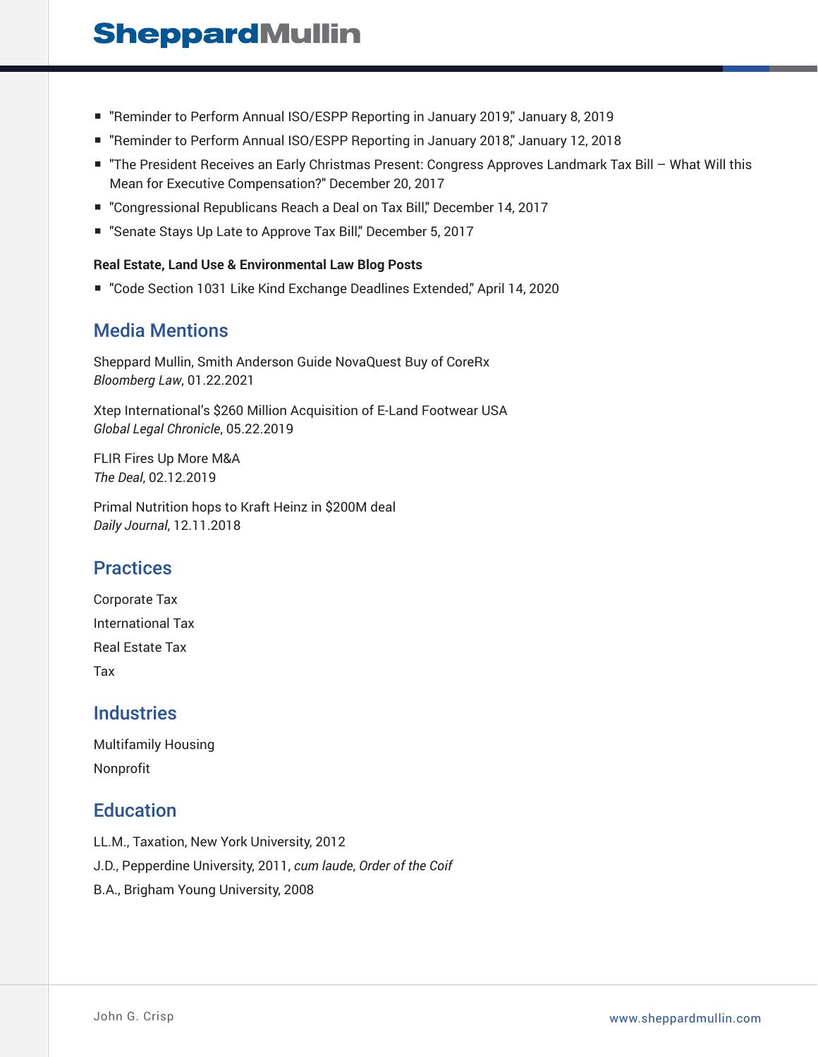- "Reminder to Perform Annual ISO/ESPP Reporting in January 2019," January 8, 2019
- "Reminder to Perform Annual ISO/ESPP Reporting in January 2018," January 12, 2018
- "The President Receives an Early Christmas Present: Congress Approves Landmark Tax Bill – What Will this Mean for Executive Compensation?" December 20, 2017
- "Congressional Republicans Reach a Deal on Tax Bill," December 14, 2017
- "Senate Stays Up Late to Approve Tax Bill," December 5, 2017

**Real Estate, Land Use & Environmental Law Blog Posts**

- "Code Section 1031 Like Kind Exchange Deadlines Extended," April 14, 2020

## Media Mentions

Sheppard Mullin, Smith Anderson Guide NovaQuest Buy of CoreRx
*Bloomberg Law*, 01.22.2021

Xtep International's $260 Million Acquisition of E-Land Footwear USA
*Global Legal Chronicle*, 05.22.2019

FLIR Fires Up More M&A
*The Deal*, 02.12.2019

Primal Nutrition hops to Kraft Heinz in $200M deal
*Daily Journal*, 12.11.2018

## Practices

Corporate Tax

International Tax

Real Estate Tax

Tax

## Industries

Multifamily Housing

Nonprofit

## Education

LL.M., Taxation, New York University, 2012

J.D., Pepperdine University, 2011, *cum laude*, *Order of the Coif*

B.A., Brigham Young University, 2008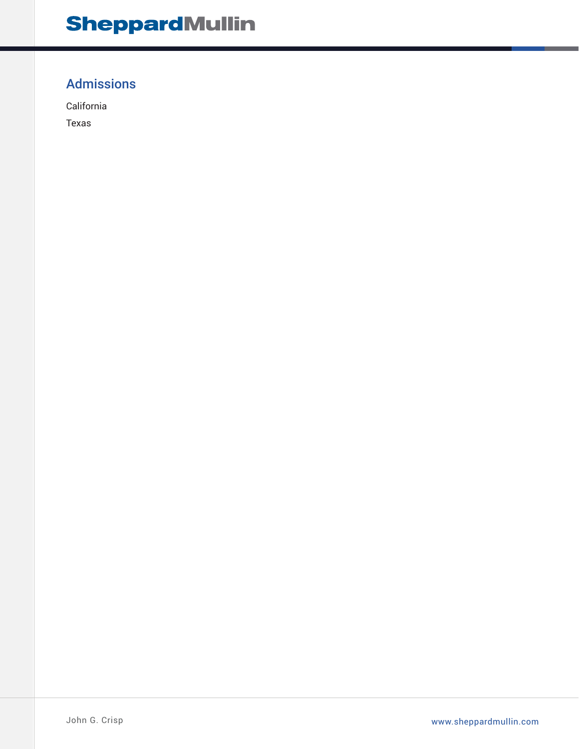## Admissions

California

Texas